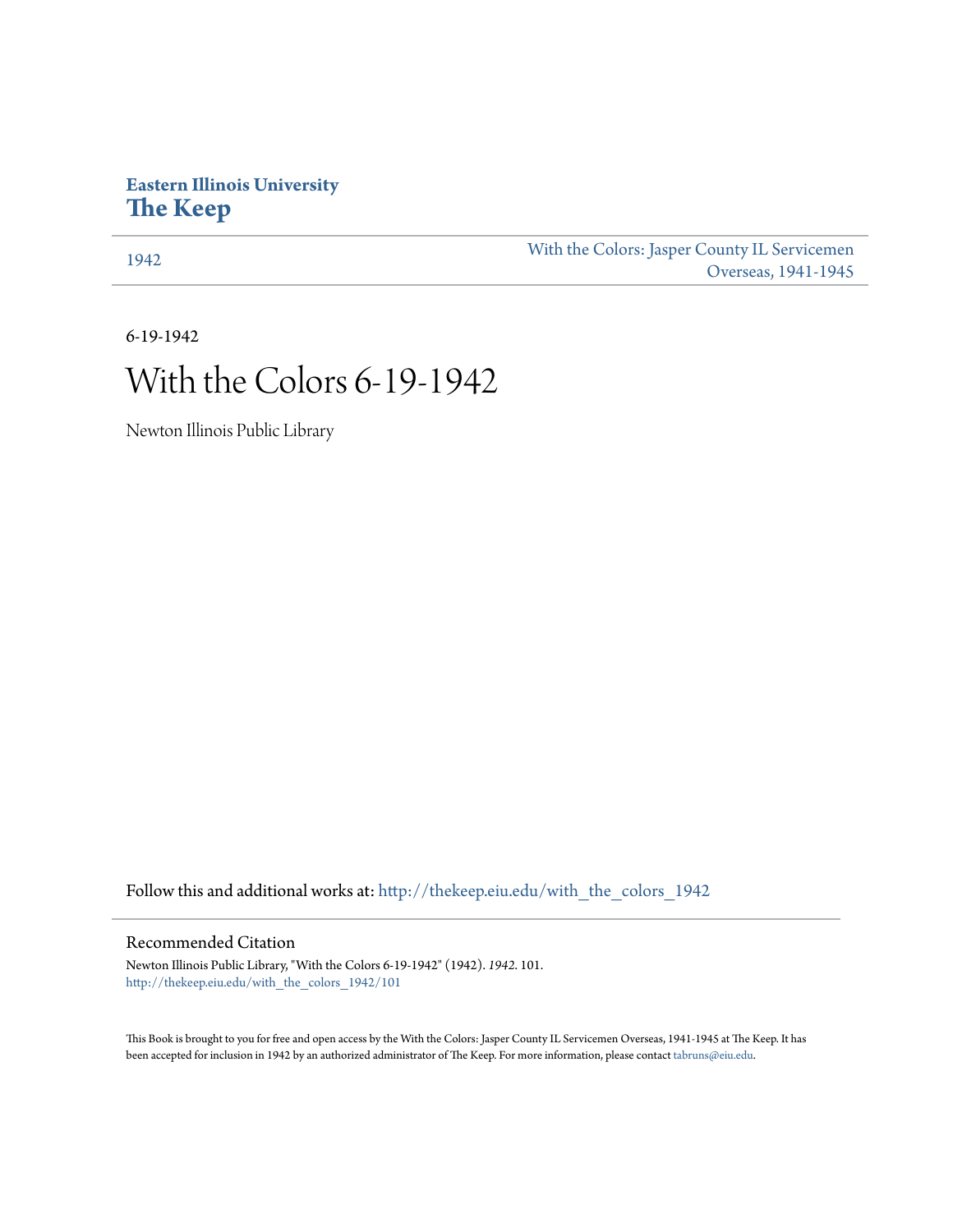**Eastern Illinois University**
**The Keep**

1942

With the Colors: Jasper County IL Servicemen Overseas, 1941-1945

6-19-1942

# With the Colors 6-19-1942

Newton Illinois Public Library

Follow this and additional works at: http://thekeep.eiu.edu/with_the_colors_1942

## Recommended Citation

Newton Illinois Public Library, "With the Colors 6-19-1942" (1942). *1942*. 101.
http://thekeep.eiu.edu/with_the_colors_1942/101

This Book is brought to you for free and open access by the With the Colors: Jasper County IL Servicemen Overseas, 1941-1945 at The Keep. It has been accepted for inclusion in 1942 by an authorized administrator of The Keep. For more information, please contact tabruns@eiu.edu.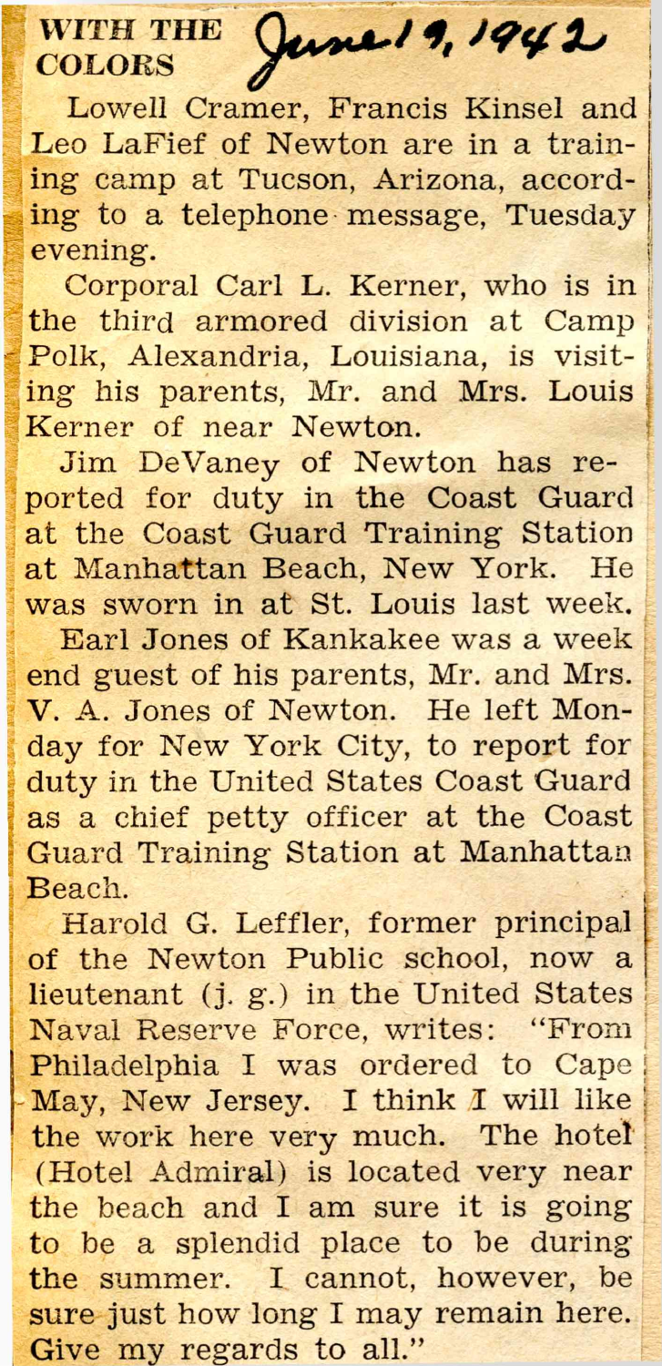## WITH THE COLORS

June 19, 1942

Lowell Cramer, Francis Kinsel and Leo LaFief of Newton are in a training camp at Tucson, Arizona, according to a telephone message, Tuesday evening.

Corporal Carl L. Kerner, who is in the third armored division at Camp Polk, Alexandria, Louisiana, is visiting his parents, Mr. and Mrs. Louis Kerner of near Newton.

Jim DeVaney of Newton has reported for duty in the Coast Guard at the Coast Guard Training Station at Manhattan Beach, New York. He was sworn in at St. Louis last week.

Earl Jones of Kankakee was a week end guest of his parents, Mr. and Mrs. V. A. Jones of Newton. He left Monday for New York City, to report for duty in the United States Coast Guard as a chief petty officer at the Coast Guard Training Station at Manhattan Beach.

Harold G. Leffler, former principal of the Newton Public school, now a lieutenant (j. g.) in the United States Naval Reserve Force, writes: "From Philadelphia I was ordered to Cape May, New Jersey. I think I will like the work here very much. The hotel (Hotel Admiral) is located very near the beach and I am sure it is going to be a splendid place to be during the summer. I cannot, however, be sure just how long I may remain here. Give my regards to all."